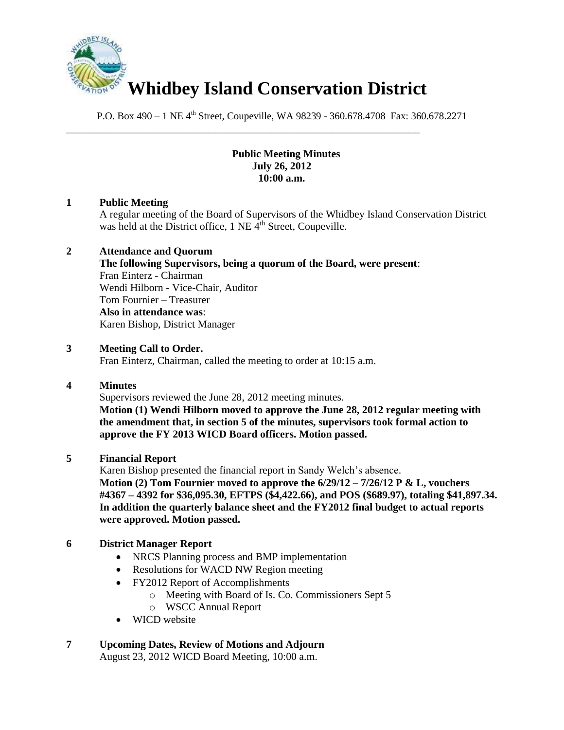# Whidbey Island Conservation District

P.O. Box 490 – 1 NE 4th Street, Coupeville, WA 98239 - 360.678.4708 Fax: 360.678.2271

---

**Public Meeting Minutes**
**July 26, 2012**
**10:00 a.m.**

**1 Public Meeting**

A regular meeting of the Board of Supervisors of the Whidbey Island Conservation District was held at the District office, 1 NE 4th Street, Coupeville.

**2 Attendance and Quorum**

**The following Supervisors, being a quorum of the Board, were present**:
Fran Einterz - Chairman
Wendi Hilborn - Vice-Chair, Auditor
Tom Fournier – Treasurer
**Also in attendance was**:
Karen Bishop, District Manager

**3 Meeting Call to Order.**

Fran Einterz, Chairman, called the meeting to order at 10:15 a.m.

**4 Minutes**

Supervisors reviewed the June 28, 2012 meeting minutes.
**Motion (1) Wendi Hilborn moved to approve the June 28, 2012 regular meeting with the amendment that, in section 5 of the minutes, supervisors took formal action to approve the FY 2013 WICD Board officers. Motion passed.**

**5 Financial Report**

Karen Bishop presented the financial report in Sandy Welch's absence.
**Motion (2) Tom Fournier moved to approve the 6/29/12 – 7/26/12 P & L, vouchers #4367 – 4392 for $36,095.30, EFTPS ($4,422.66), and POS ($689.97), totaling $41,897.34. In addition the quarterly balance sheet and the FY2012 final budget to actual reports were approved. Motion passed.**

**6 District Manager Report**

- NRCS Planning process and BMP implementation
- Resolutions for WACD NW Region meeting
- FY2012 Report of Accomplishments
  - Meeting with Board of Is. Co. Commissioners Sept 5
  - WSCC Annual Report
- WICD website

**7 Upcoming Dates, Review of Motions and Adjourn**

August 23, 2012 WICD Board Meeting, 10:00 a.m.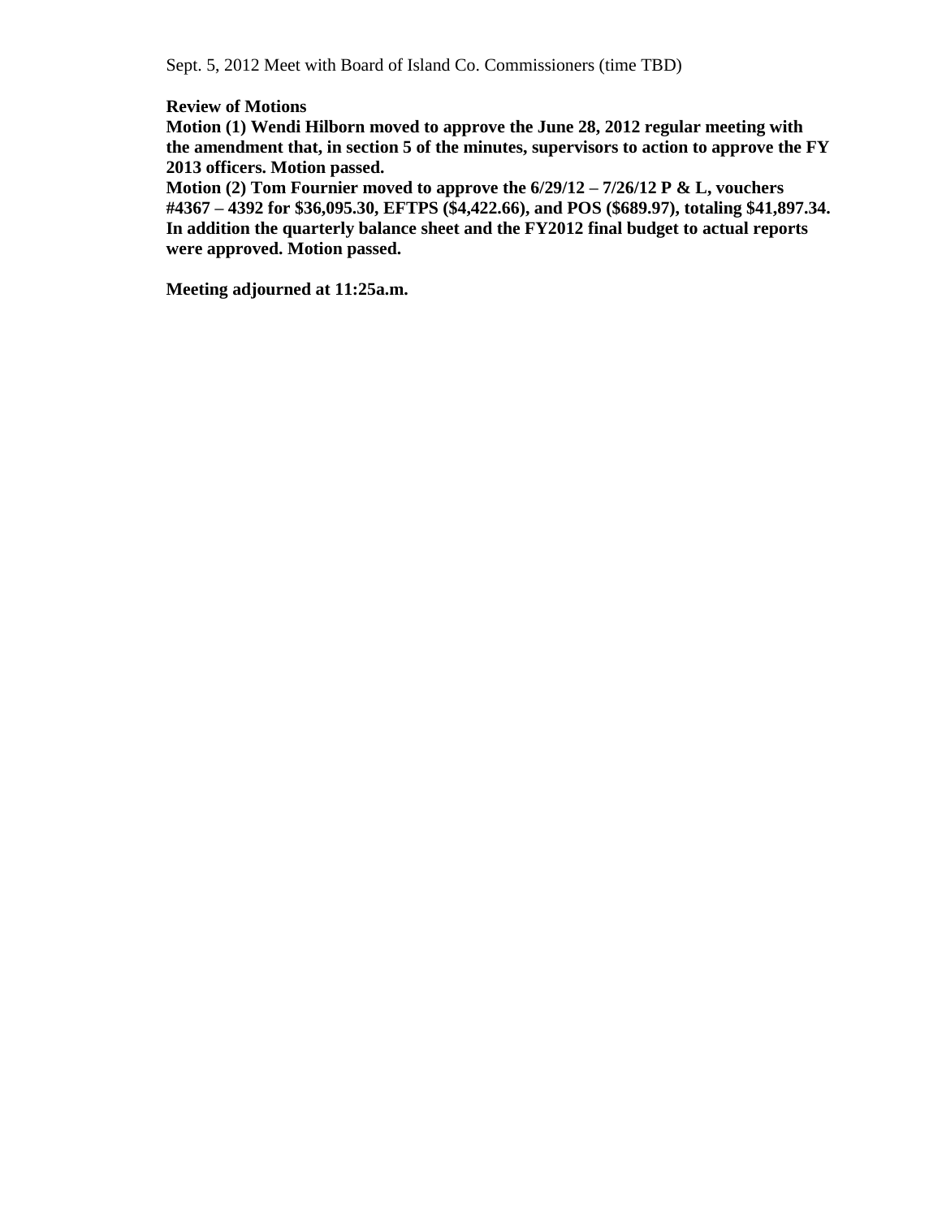Sept. 5, 2012 Meet with Board of Island Co. Commissioners (time TBD)

**Review of Motions**

**Motion (1) Wendi Hilborn moved to approve the June 28, 2012 regular meeting with the amendment that, in section 5 of the minutes, supervisors to action to approve the FY 2013 officers. Motion passed.**

**Motion (2) Tom Fournier moved to approve the 6/29/12 – 7/26/12 P & L, vouchers #4367 – 4392 for $36,095.30, EFTPS ($4,422.66), and POS ($689.97), totaling $41,897.34. In addition the quarterly balance sheet and the FY2012 final budget to actual reports were approved. Motion passed.**

**Meeting adjourned at 11:25a.m.**